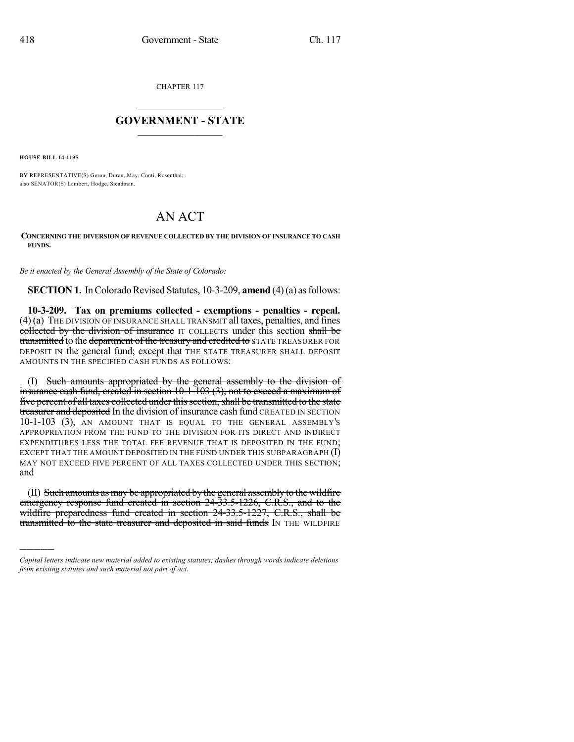CHAPTER 117

## GOVERNMENT - STATE

**HOUSE BILL 14-1195**

BY REPRESENTATIVE(S) Gerou, Duran, May, Conti, Rosenthal;
also SENATOR(S) Lambert, Hodge, Steadman.

# AN ACT

**CONCERNING THE DIVERSION OF REVENUE COLLECTED BY THE DIVISION OF INSURANCE TO CASH FUNDS.**

*Be it enacted by the General Assembly of the State of Colorado:*

**SECTION 1.** In Colorado Revised Statutes, 10-3-209, **amend** (4) (a) as follows:

**10-3-209. Tax on premiums collected - exemptions - penalties - repeal.** (4) (a) THE DIVISION OF INSURANCE SHALL TRANSMIT all taxes, penalties, and fines ~~collected by the division of insurance~~ IT COLLECTS under this section ~~shall be transmitted~~ to the ~~department of the treasury and credited to~~ STATE TREASURER FOR DEPOSIT IN the general fund; except that THE STATE TREASURER SHALL DEPOSIT AMOUNTS IN THE SPECIFIED CASH FUNDS AS FOLLOWS:

(I) ~~Such amounts appropriated by the general assembly to the division of insurance cash fund, created in section 10-1-103 (3), not to exceed a maximum of five percent of all taxes collected under this section, shall be transmitted to the state treasurer and deposited~~ In the division of insurance cash fund CREATED IN SECTION 10-1-103 (3), AN AMOUNT THAT IS EQUAL TO THE GENERAL ASSEMBLY'S APPROPRIATION FROM THE FUND TO THE DIVISION FOR ITS DIRECT AND INDIRECT EXPENDITURES LESS THE TOTAL FEE REVENUE THAT IS DEPOSITED IN THE FUND; EXCEPT THAT THE AMOUNT DEPOSITED IN THE FUND UNDER THIS SUBPARAGRAPH (I) MAY NOT EXCEED FIVE PERCENT OF ALL TAXES COLLECTED UNDER THIS SECTION; and

(II) ~~Such amounts as may be appropriated by the general assembly to the wildfire emergency response fund created in section 24-33.5-1226, C.R.S., and to the wildfire preparedness fund created in section 24-33.5-1227, C.R.S., shall be transmitted to the state treasurer and deposited in said funds~~ IN THE WILDFIRE

*Capital letters indicate new material added to existing statutes; dashes through words indicate deletions from existing statutes and such material not part of act.*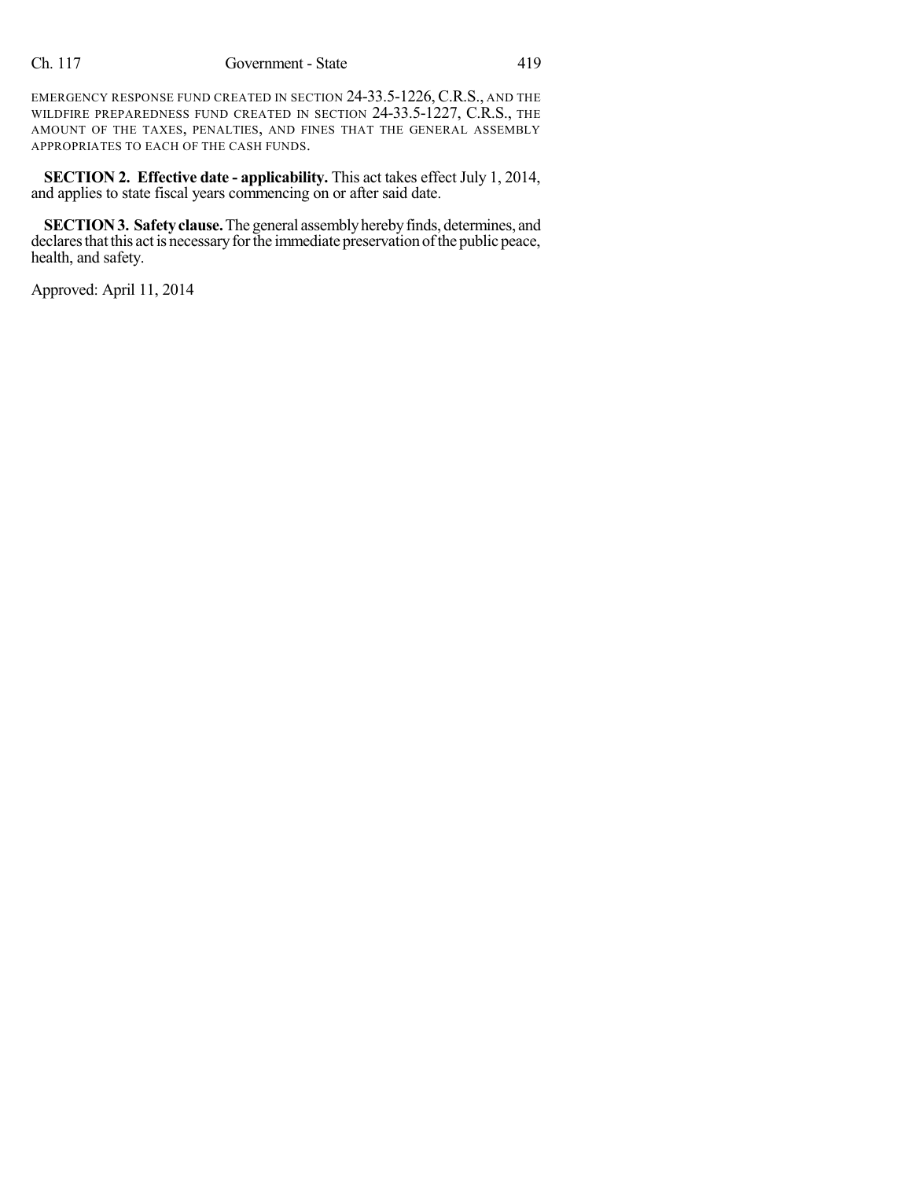EMERGENCY RESPONSE FUND CREATED IN SECTION 24-33.5-1226, C.R.S., AND THE WILDFIRE PREPAREDNESS FUND CREATED IN SECTION 24-33.5-1227, C.R.S., THE AMOUNT OF THE TAXES, PENALTIES, AND FINES THAT THE GENERAL ASSEMBLY APPROPRIATES TO EACH OF THE CASH FUNDS.

**SECTION 2. Effective date - applicability.** This act takes effect July 1, 2014, and applies to state fiscal years commencing on or after said date.

**SECTION 3. Safety clause.** The general assembly hereby finds, determines, and declares that this act is necessary for the immediate preservation of the public peace, health, and safety.

Approved: April 11, 2014